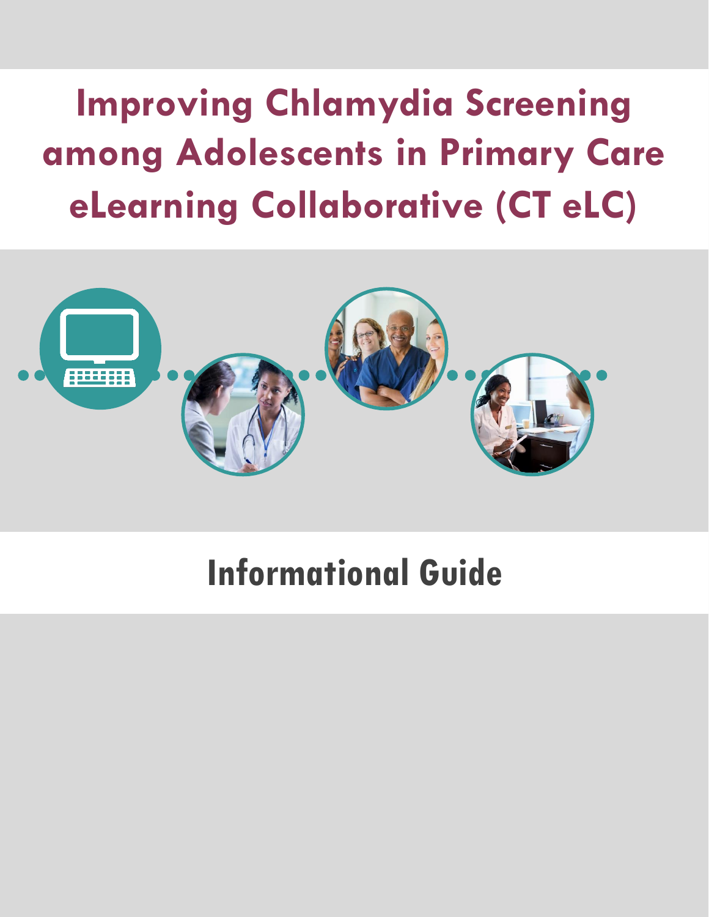# Improving Chlamydia Screening among Adolescents in Primary Care eLearning Collaborative (CT eLC)

## Informational Guide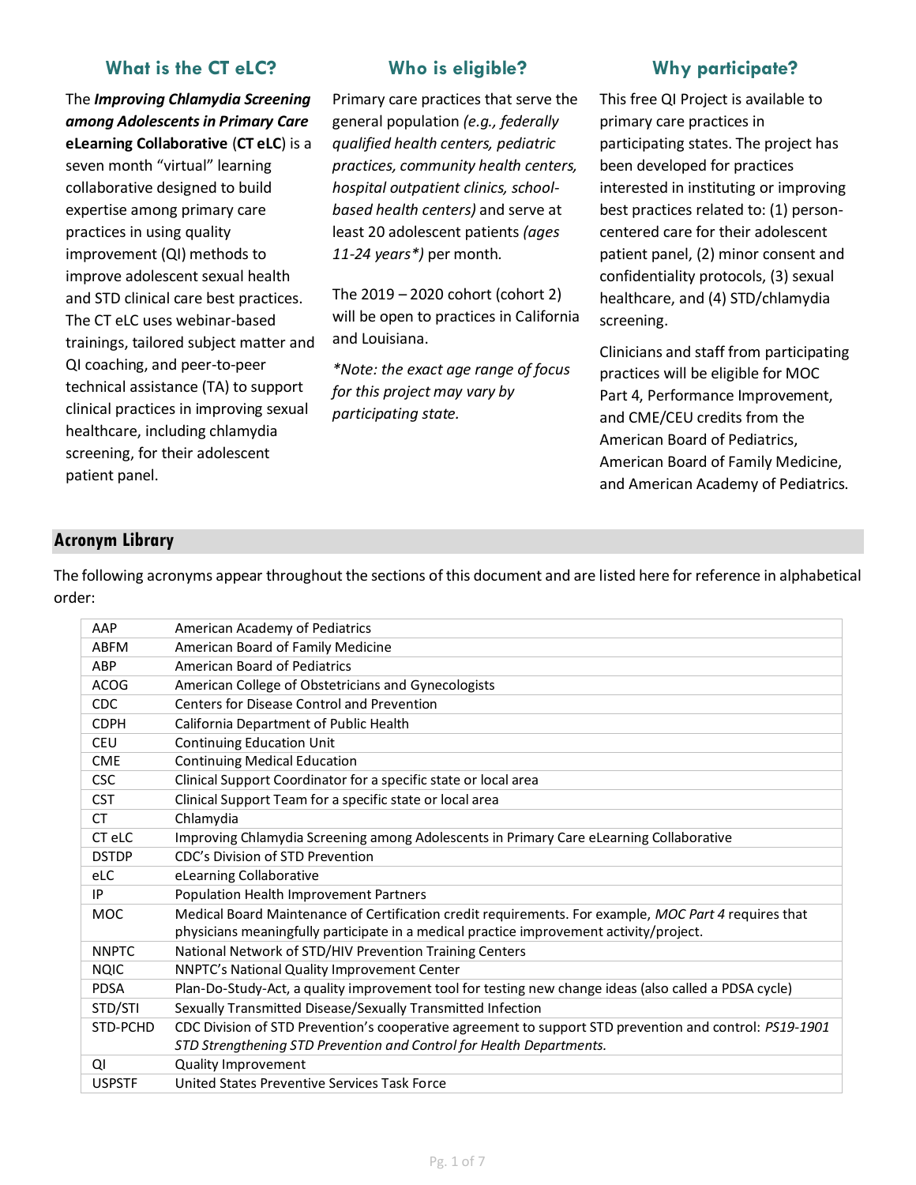## What is the CT eLC?

The ***Improving Chlamydia Screening among Adolescents in Primary Care*** **eLearning Collaborative** (**CT eLC**) is a seven month "virtual" learning collaborative designed to build expertise among primary care practices in using quality improvement (QI) methods to improve adolescent sexual health and STD clinical care best practices. The CT eLC uses webinar-based trainings, tailored subject matter and QI coaching, and peer-to-peer technical assistance (TA) to support clinical practices in improving sexual healthcare, including chlamydia screening, for their adolescent patient panel.

## Who is eligible?

Primary care practices that serve the general population *(e.g., federally qualified health centers, pediatric practices, community health centers, hospital outpatient clinics, school-based health centers)* and serve at least 20 adolescent patients *(ages 11-24 years*)* per month.

The 2019 – 2020 cohort (cohort 2) will be open to practices in California and Louisiana.

**Note: the exact age range of focus for this project may vary by participating state.*

## Why participate?

This free QI Project is available to primary care practices in participating states. The project has been developed for practices interested in instituting or improving best practices related to: (1) person-centered care for their adolescent patient panel, (2) minor consent and confidentiality protocols, (3) sexual healthcare, and (4) STD/chlamydia screening.

Clinicians and staff from participating practices will be eligible for MOC Part 4, Performance Improvement, and CME/CEU credits from the American Board of Pediatrics, American Board of Family Medicine, and American Academy of Pediatrics.

## Acronym Library

The following acronyms appear throughout the sections of this document and are listed here for reference in alphabetical order:

| Acronym | Definition |
|---|---|
| AAP | American Academy of Pediatrics |
| ABFM | American Board of Family Medicine |
| ABP | American Board of Pediatrics |
| ACOG | American College of Obstetricians and Gynecologists |
| CDC | Centers for Disease Control and Prevention |
| CDPH | California Department of Public Health |
| CEU | Continuing Education Unit |
| CME | Continuing Medical Education |
| CSC | Clinical Support Coordinator for a specific state or local area |
| CST | Clinical Support Team for a specific state or local area |
| CT | Chlamydia |
| CT eLC | Improving Chlamydia Screening among Adolescents in Primary Care eLearning Collaborative |
| DSTDP | CDC's Division of STD Prevention |
| eLC | eLearning Collaborative |
| IP | Population Health Improvement Partners |
| MOC | Medical Board Maintenance of Certification credit requirements. For example, *MOC Part 4* requires that physicians meaningfully participate in a medical practice improvement activity/project. |
| NNPTC | National Network of STD/HIV Prevention Training Centers |
| NQIC | NNPTC's National Quality Improvement Center |
| PDSA | Plan-Do-Study-Act, a quality improvement tool for testing new change ideas (also called a PDSA cycle) |
| STD/STI | Sexually Transmitted Disease/Sexually Transmitted Infection |
| STD-PCHD | CDC Division of STD Prevention's cooperative agreement to support STD prevention and control: *PS19-1901 STD Strengthening STD Prevention and Control for Health Departments.* |
| QI | Quality Improvement |
| USPSTF | United States Preventive Services Task Force |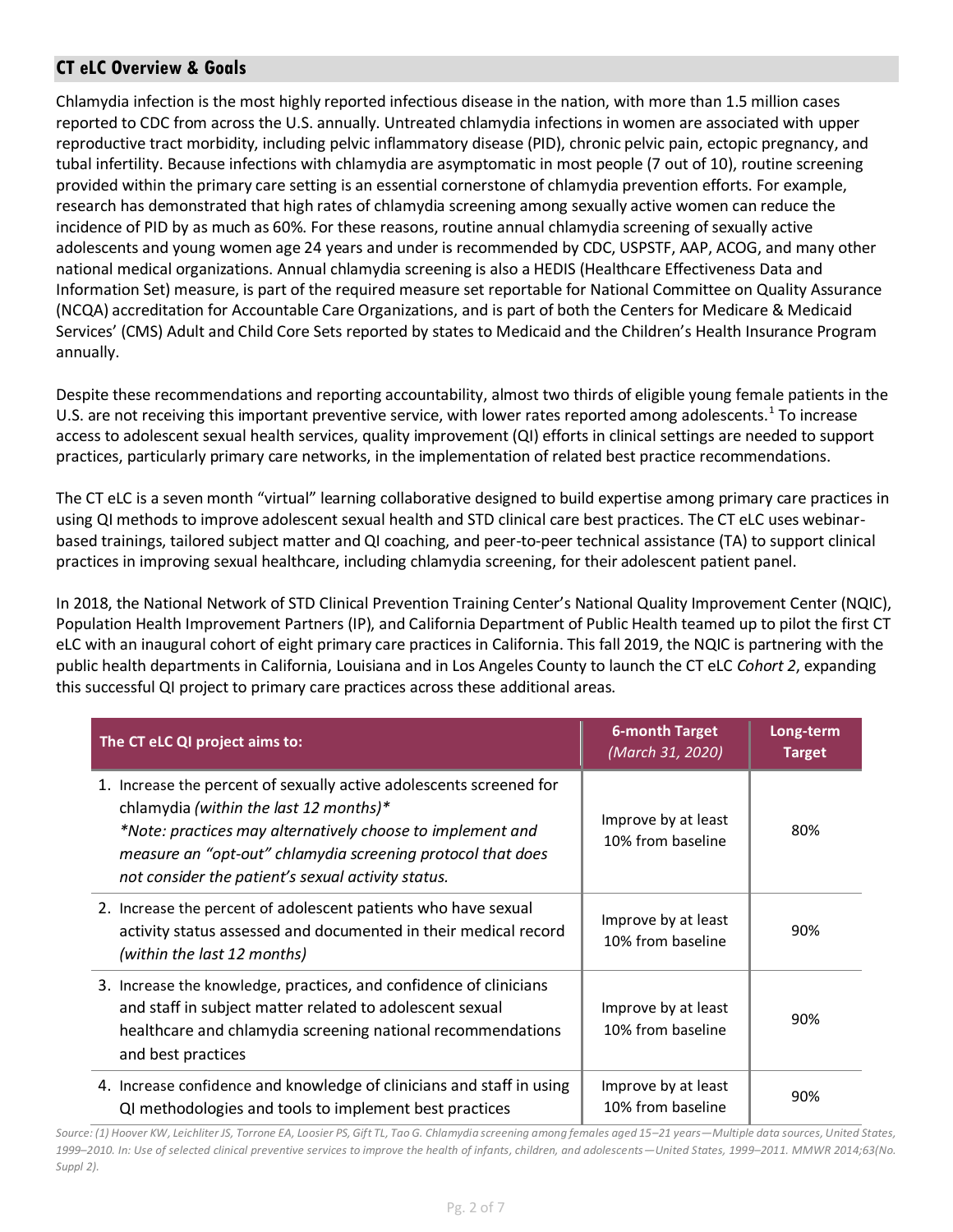## CT eLC Overview & Goals

Chlamydia infection is the most highly reported infectious disease in the nation, with more than 1.5 million cases reported to CDC from across the U.S. annually. Untreated chlamydia infections in women are associated with upper reproductive tract morbidity, including pelvic inflammatory disease (PID), chronic pelvic pain, ectopic pregnancy, and tubal infertility. Because infections with chlamydia are asymptomatic in most people (7 out of 10), routine screening provided within the primary care setting is an essential cornerstone of chlamydia prevention efforts. For example, research has demonstrated that high rates of chlamydia screening among sexually active women can reduce the incidence of PID by as much as 60%. For these reasons, routine annual chlamydia screening of sexually active adolescents and young women age 24 years and under is recommended by CDC, USPSTF, AAP, ACOG, and many other national medical organizations. Annual chlamydia screening is also a HEDIS (Healthcare Effectiveness Data and Information Set) measure, is part of the required measure set reportable for National Committee on Quality Assurance (NCQA) accreditation for Accountable Care Organizations, and is part of both the Centers for Medicare & Medicaid Services' (CMS) Adult and Child Core Sets reported by states to Medicaid and the Children's Health Insurance Program annually.

Despite these recommendations and reporting accountability, almost two thirds of eligible young female patients in the U.S. are not receiving this important preventive service, with lower rates reported among adolescents.[1] To increase access to adolescent sexual health services, quality improvement (QI) efforts in clinical settings are needed to support practices, particularly primary care networks, in the implementation of related best practice recommendations.

The CT eLC is a seven month "virtual" learning collaborative designed to build expertise among primary care practices in using QI methods to improve adolescent sexual health and STD clinical care best practices. The CT eLC uses webinar-based trainings, tailored subject matter and QI coaching, and peer-to-peer technical assistance (TA) to support clinical practices in improving sexual healthcare, including chlamydia screening, for their adolescent patient panel.

In 2018, the National Network of STD Clinical Prevention Training Center's National Quality Improvement Center (NQIC), Population Health Improvement Partners (IP), and California Department of Public Health teamed up to pilot the first CT eLC with an inaugural cohort of eight primary care practices in California. This fall 2019, the NQIC is partnering with the public health departments in California, Louisiana and in Los Angeles County to launch the CT eLC *Cohort 2*, expanding this successful QI project to primary care practices across these additional areas.

| The CT eLC QI project aims to: | 6-month Target *(March 31, 2020)* | Long-term Target |
|---|---|---|
| 1. Increase the percent of sexually active adolescents screened for chlamydia *(within the last 12 months)** *\*Note: practices may alternatively choose to implement and measure an "opt-out" chlamydia screening protocol that does not consider the patient's sexual activity status.* | Improve by at least 10% from baseline | 80% |
| 2. Increase the percent of adolescent patients who have sexual activity status assessed and documented in their medical record *(within the last 12 months)* | Improve by at least 10% from baseline | 90% |
| 3. Increase the knowledge, practices, and confidence of clinicians and staff in subject matter related to adolescent sexual healthcare and chlamydia screening national recommendations and best practices | Improve by at least 10% from baseline | 90% |
| 4. Increase confidence and knowledge of clinicians and staff in using QI methodologies and tools to implement best practices | Improve by at least 10% from baseline | 90% |

*Source: (1) Hoover KW, Leichliter JS, Torrone EA, Loosier PS, Gift TL, Tao G. Chlamydia screening among females aged 15–21 years—Multiple data sources, United States, 1999–2010. In: Use of selected clinical preventive services to improve the health of infants, children, and adolescents—United States, 1999–2011. MMWR 2014;63(No. Suppl 2).*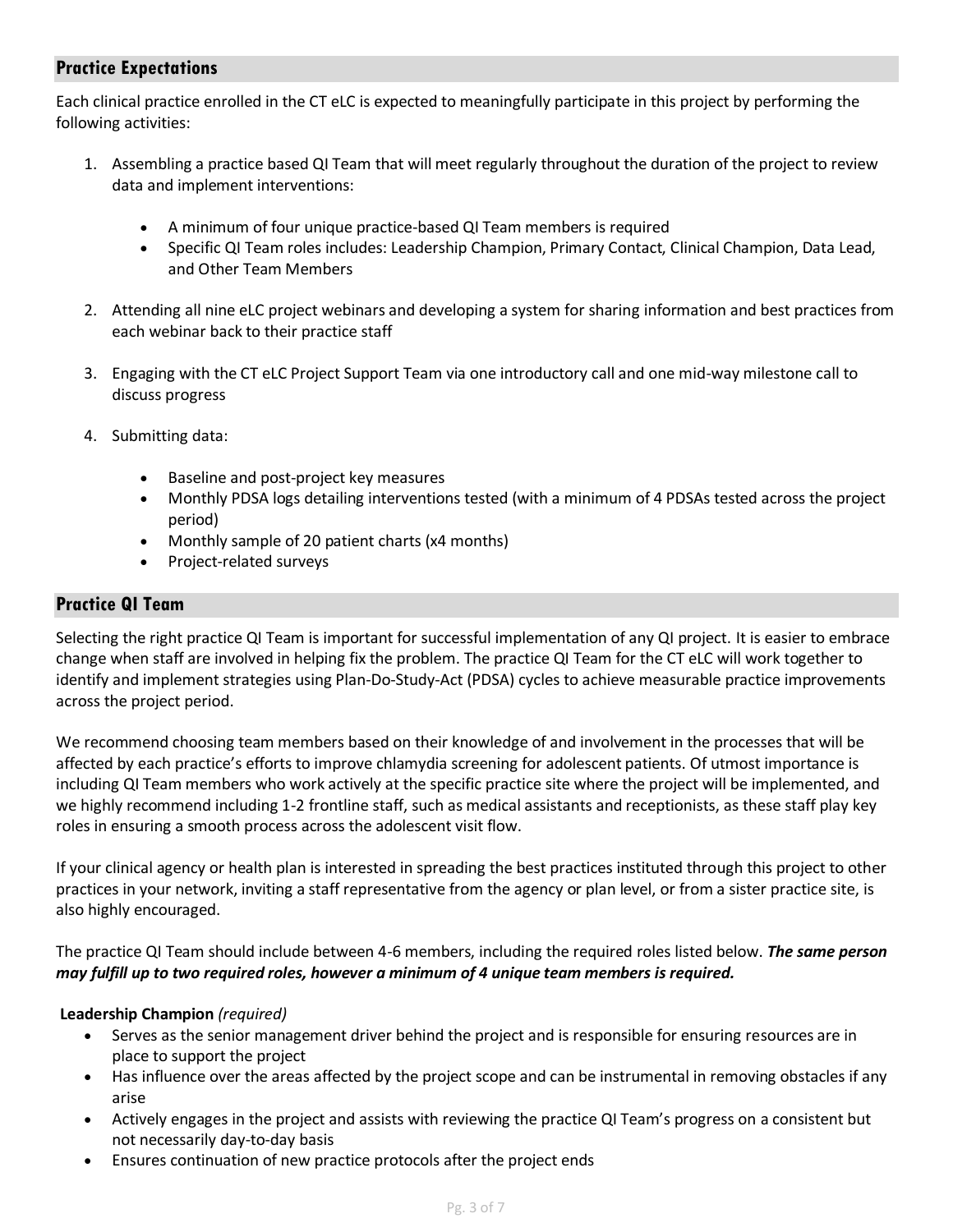## Practice Expectations

Each clinical practice enrolled in the CT eLC is expected to meaningfully participate in this project by performing the following activities:

1. Assembling a practice based QI Team that will meet regularly throughout the duration of the project to review data and implement interventions:
   - A minimum of four unique practice-based QI Team members is required
   - Specific QI Team roles includes: Leadership Champion, Primary Contact, Clinical Champion, Data Lead, and Other Team Members
2. Attending all nine eLC project webinars and developing a system for sharing information and best practices from each webinar back to their practice staff
3. Engaging with the CT eLC Project Support Team via one introductory call and one mid-way milestone call to discuss progress
4. Submitting data:
   - Baseline and post-project key measures
   - Monthly PDSA logs detailing interventions tested (with a minimum of 4 PDSAs tested across the project period)
   - Monthly sample of 20 patient charts (x4 months)
   - Project-related surveys

## Practice QI Team

Selecting the right practice QI Team is important for successful implementation of any QI project. It is easier to embrace change when staff are involved in helping fix the problem. The practice QI Team for the CT eLC will work together to identify and implement strategies using Plan-Do-Study-Act (PDSA) cycles to achieve measurable practice improvements across the project period.

We recommend choosing team members based on their knowledge of and involvement in the processes that will be affected by each practice's efforts to improve chlamydia screening for adolescent patients. Of utmost importance is including QI Team members who work actively at the specific practice site where the project will be implemented, and we highly recommend including 1-2 frontline staff, such as medical assistants and receptionists, as these staff play key roles in ensuring a smooth process across the adolescent visit flow.

If your clinical agency or health plan is interested in spreading the best practices instituted through this project to other practices in your network, inviting a staff representative from the agency or plan level, or from a sister practice site, is also highly encouraged.

The practice QI Team should include between 4-6 members, including the required roles listed below. ***The same person may fulfill up to two required roles, however a minimum of 4 unique team members is required.***

**Leadership Champion** *(required)*

- Serves as the senior management driver behind the project and is responsible for ensuring resources are in place to support the project
- Has influence over the areas affected by the project scope and can be instrumental in removing obstacles if any arise
- Actively engages in the project and assists with reviewing the practice QI Team's progress on a consistent but not necessarily day-to-day basis
- Ensures continuation of new practice protocols after the project ends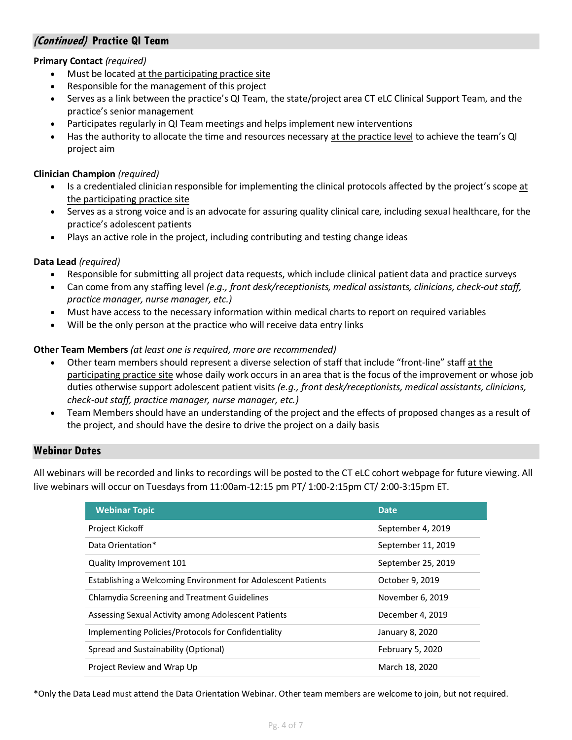## *(Continued)* Practice QI Team

**Primary Contact** *(required)*

- Must be located at the participating practice site
- Responsible for the management of this project
- Serves as a link between the practice's QI Team, the state/project area CT eLC Clinical Support Team, and the practice's senior management
- Participates regularly in QI Team meetings and helps implement new interventions
- Has the authority to allocate the time and resources necessary at the practice level to achieve the team's QI project aim

**Clinician Champion** *(required)*

- Is a credentialed clinician responsible for implementing the clinical protocols affected by the project's scope at the participating practice site
- Serves as a strong voice and is an advocate for assuring quality clinical care, including sexual healthcare, for the practice's adolescent patients
- Plays an active role in the project, including contributing and testing change ideas

**Data Lead** *(required)*

- Responsible for submitting all project data requests, which include clinical patient data and practice surveys
- Can come from any staffing level *(e.g., front desk/receptionists, medical assistants, clinicians, check-out staff, practice manager, nurse manager, etc.)*
- Must have access to the necessary information within medical charts to report on required variables
- Will be the only person at the practice who will receive data entry links

**Other Team Members** *(at least one is required, more are recommended)*

- Other team members should represent a diverse selection of staff that include "front-line" staff at the participating practice site whose daily work occurs in an area that is the focus of the improvement or whose job duties otherwise support adolescent patient visits *(e.g., front desk/receptionists, medical assistants, clinicians, check-out staff, practice manager, nurse manager, etc.)*
- Team Members should have an understanding of the project and the effects of proposed changes as a result of the project, and should have the desire to drive the project on a daily basis

## Webinar Dates

All webinars will be recorded and links to recordings will be posted to the CT eLC cohort webpage for future viewing. All live webinars will occur on Tuesdays from 11:00am-12:15 pm PT/ 1:00-2:15pm CT/ 2:00-3:15pm ET.

| Webinar Topic | Date |
|---|---|
| Project Kickoff | September 4, 2019 |
| Data Orientation* | September 11, 2019 |
| Quality Improvement 101 | September 25, 2019 |
| Establishing a Welcoming Environment for Adolescent Patients | October 9, 2019 |
| Chlamydia Screening and Treatment Guidelines | November 6, 2019 |
| Assessing Sexual Activity among Adolescent Patients | December 4, 2019 |
| Implementing Policies/Protocols for Confidentiality | January 8, 2020 |
| Spread and Sustainability (Optional) | February 5, 2020 |
| Project Review and Wrap Up | March 18, 2020 |

*Only the Data Lead must attend the Data Orientation Webinar. Other team members are welcome to join, but not required.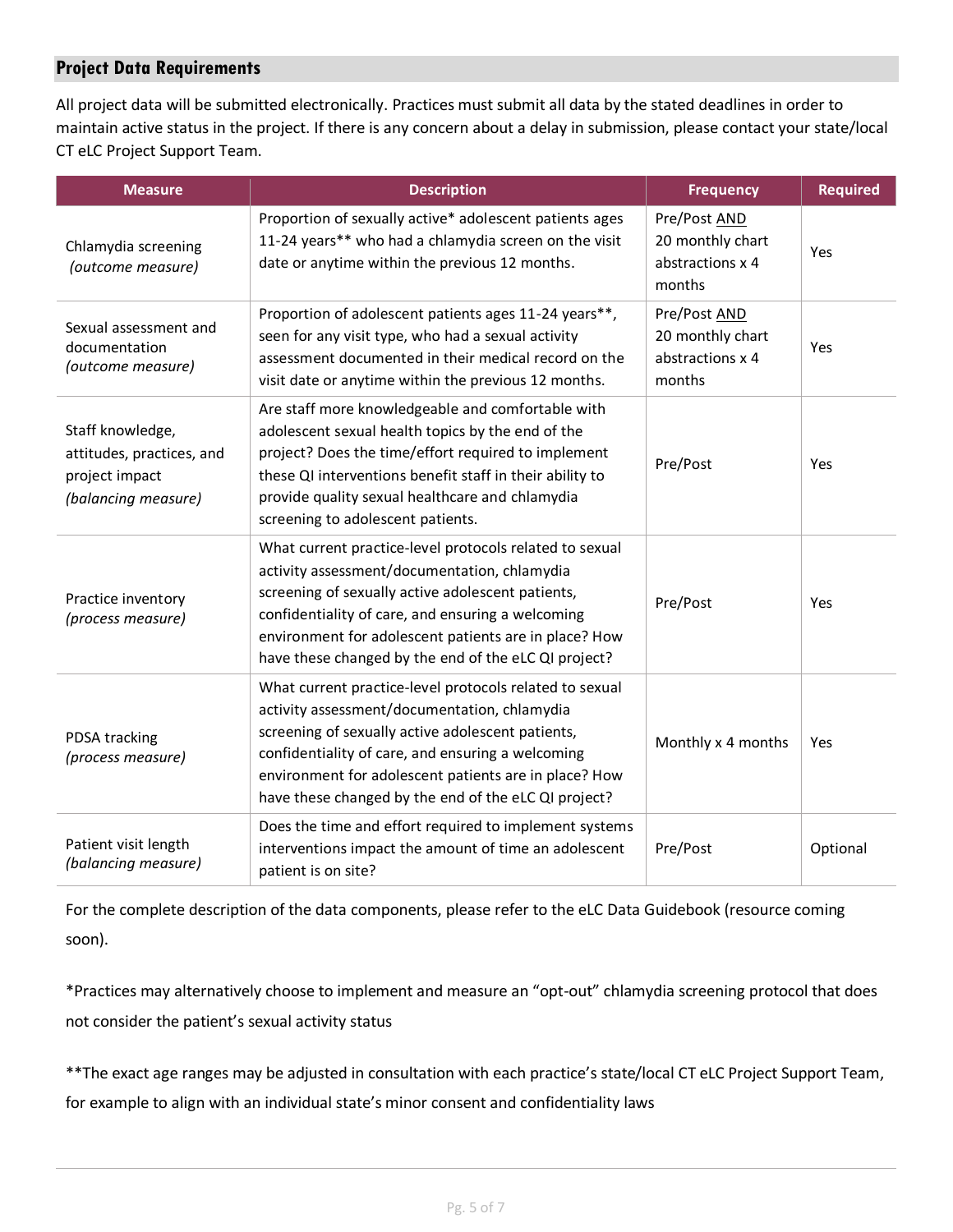## Project Data Requirements

All project data will be submitted electronically. Practices must submit all data by the stated deadlines in order to maintain active status in the project. If there is any concern about a delay in submission, please contact your state/local CT eLC Project Support Team.

| Measure | Description | Frequency | Required |
|---|---|---|---|
| Chlamydia screening *(outcome measure)* | Proportion of sexually active* adolescent patients ages 11-24 years** who had a chlamydia screen on the visit date or anytime within the previous 12 months. | Pre/Post AND 20 monthly chart abstractions x 4 months | Yes |
| Sexual assessment and documentation *(outcome measure)* | Proportion of adolescent patients ages 11-24 years**, seen for any visit type, who had a sexual activity assessment documented in their medical record on the visit date or anytime within the previous 12 months. | Pre/Post AND 20 monthly chart abstractions x 4 months | Yes |
| Staff knowledge, attitudes, practices, and project impact *(balancing measure)* | Are staff more knowledgeable and comfortable with adolescent sexual health topics by the end of the project? Does the time/effort required to implement these QI interventions benefit staff in their ability to provide quality sexual healthcare and chlamydia screening to adolescent patients. | Pre/Post | Yes |
| Practice inventory *(process measure)* | What current practice-level protocols related to sexual activity assessment/documentation, chlamydia screening of sexually active adolescent patients, confidentiality of care, and ensuring a welcoming environment for adolescent patients are in place? How have these changed by the end of the eLC QI project? | Pre/Post | Yes |
| PDSA tracking *(process measure)* | What current practice-level protocols related to sexual activity assessment/documentation, chlamydia screening of sexually active adolescent patients, confidentiality of care, and ensuring a welcoming environment for adolescent patients are in place? How have these changed by the end of the eLC QI project? | Monthly x 4 months | Yes |
| Patient visit length *(balancing measure)* | Does the time and effort required to implement systems interventions impact the amount of time an adolescent patient is on site? | Pre/Post | Optional |

For the complete description of the data components, please refer to the eLC Data Guidebook (resource coming soon).

*Practices may alternatively choose to implement and measure an "opt-out" chlamydia screening protocol that does not consider the patient's sexual activity status

**The exact age ranges may be adjusted in consultation with each practice's state/local CT eLC Project Support Team, for example to align with an individual state's minor consent and confidentiality laws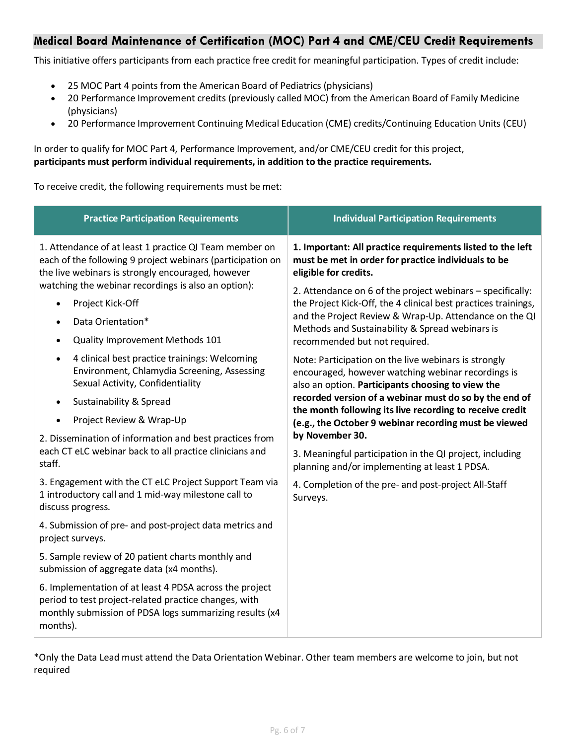## Medical Board Maintenance of Certification (MOC) Part 4 and CME/CEU Credit Requirements

This initiative offers participants from each practice free credit for meaningful participation. Types of credit include:

- 25 MOC Part 4 points from the American Board of Pediatrics (physicians)
- 20 Performance Improvement credits (previously called MOC) from the American Board of Family Medicine (physicians)
- 20 Performance Improvement Continuing Medical Education (CME) credits/Continuing Education Units (CEU)

In order to qualify for MOC Part 4, Performance Improvement, and/or CME/CEU credit for this project, **participants must perform individual requirements, in addition to the practice requirements.**

To receive credit, the following requirements must be met:

| Practice Participation Requirements | Individual Participation Requirements |
|---|---|
| 1. Attendance of at least 1 practice QI Team member on each of the following 9 project webinars (participation on the live webinars is strongly encouraged, however watching the webinar recordings is also an option):<br>• Project Kick-Off<br>• Data Orientation*<br>• Quality Improvement Methods 101<br>• 4 clinical best practice trainings: Welcoming Environment, Chlamydia Screening, Assessing Sexual Activity, Confidentiality<br>• Sustainability & Spread<br>• Project Review & Wrap-Up<br><br>2. Dissemination of information and best practices from each CT eLC webinar back to all practice clinicians and staff.<br><br>3. Engagement with the CT eLC Project Support Team via 1 introductory call and 1 mid-way milestone call to discuss progress.<br><br>4. Submission of pre- and post-project data metrics and project surveys.<br><br>5. Sample review of 20 patient charts monthly and submission of aggregate data (x4 months).<br><br>6. Implementation of at least 4 PDSA across the project period to test project-related practice changes, with monthly submission of PDSA logs summarizing results (x4 months). | **1. Important: All practice requirements listed to the left must be met in order for practice individuals to be eligible for credits.**<br><br>2. Attendance on 6 of the project webinars – specifically: the Project Kick-Off, the 4 clinical best practices trainings, and the Project Review & Wrap-Up. Attendance on the QI Methods and Sustainability & Spread webinars is recommended but not required.<br><br>Note: Participation on the live webinars is strongly encouraged, however watching webinar recordings is also an option. **Participants choosing to view the recorded version of a webinar must do so by the end of the month following its live recording to receive credit (e.g., the October 9 webinar recording must be viewed by November 30.**<br><br>3. Meaningful participation in the QI project, including planning and/or implementing at least 1 PDSA.<br><br>4. Completion of the pre- and post-project All-Staff Surveys. |

*Only the Data Lead must attend the Data Orientation Webinar. Other team members are welcome to join, but not required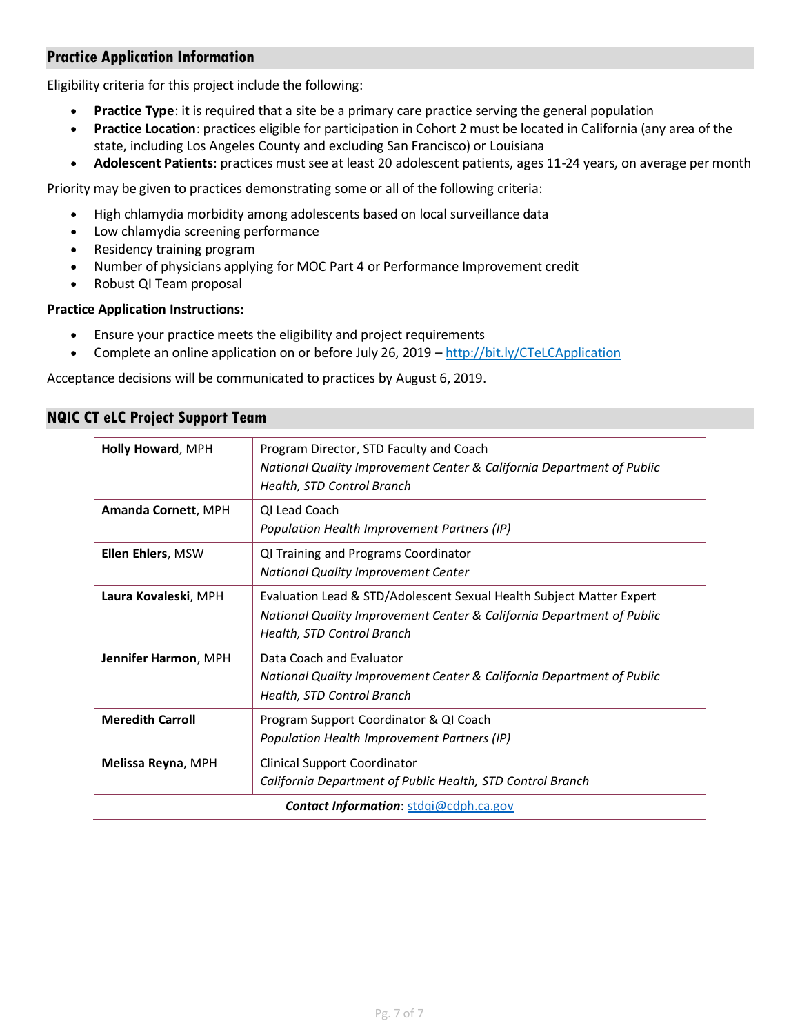## Practice Application Information

Eligibility criteria for this project include the following:

- **Practice Type**: it is required that a site be a primary care practice serving the general population
- **Practice Location**: practices eligible for participation in Cohort 2 must be located in California (any area of the state, including Los Angeles County and excluding San Francisco) or Louisiana
- **Adolescent Patients**: practices must see at least 20 adolescent patients, ages 11-24 years, on average per month

Priority may be given to practices demonstrating some or all of the following criteria:

- High chlamydia morbidity among adolescents based on local surveillance data
- Low chlamydia screening performance
- Residency training program
- Number of physicians applying for MOC Part 4 or Performance Improvement credit
- Robust QI Team proposal

**Practice Application Instructions:**

- Ensure your practice meets the eligibility and project requirements
- Complete an online application on or before July 26, 2019 – http://bit.ly/CTeLCApplication

Acceptance decisions will be communicated to practices by August 6, 2019.

## NQIC CT eLC Project Support Team

| | |
|---|---|
| **Holly Howard**, MPH | Program Director, STD Faculty and Coach<br>*National Quality Improvement Center & California Department of Public Health, STD Control Branch* |
| **Amanda Cornett**, MPH | QI Lead Coach<br>*Population Health Improvement Partners (IP)* |
| **Ellen Ehlers**, MSW | QI Training and Programs Coordinator<br>*National Quality Improvement Center* |
| **Laura Kovaleski**, MPH | Evaluation Lead & STD/Adolescent Sexual Health Subject Matter Expert<br>*National Quality Improvement Center & California Department of Public Health, STD Control Branch* |
| **Jennifer Harmon**, MPH | Data Coach and Evaluator<br>*National Quality Improvement Center & California Department of Public Health, STD Control Branch* |
| **Meredith Carroll** | Program Support Coordinator & QI Coach<br>*Population Health Improvement Partners (IP)* |
| **Melissa Reyna**, MPH | Clinical Support Coordinator<br>*California Department of Public Health, STD Control Branch* |

***Contact Information***: stdqi@cdph.ca.gov